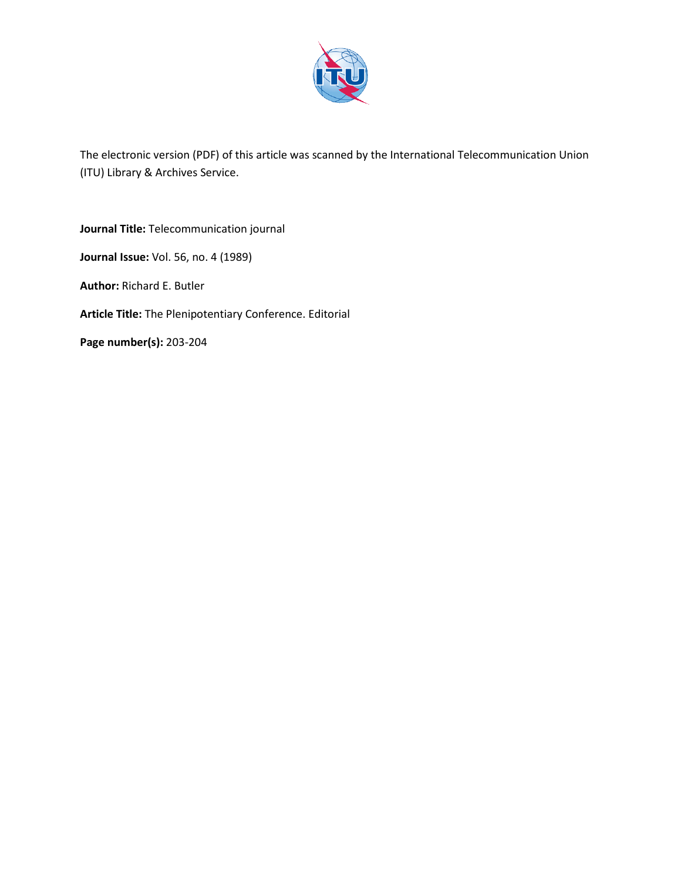The electronic version (PDF) of this article was scanned by the International Telecommunication Union (ITU) Library & Archives Service.

**Journal Title:** Telecommunication journal

**Journal Issue:** Vol. 56, no. 4 (1989)

**Author:** Richard E. Butler

**Article Title:** The Plenipotentiary Conference. Editorial

**Page number(s):** 203-204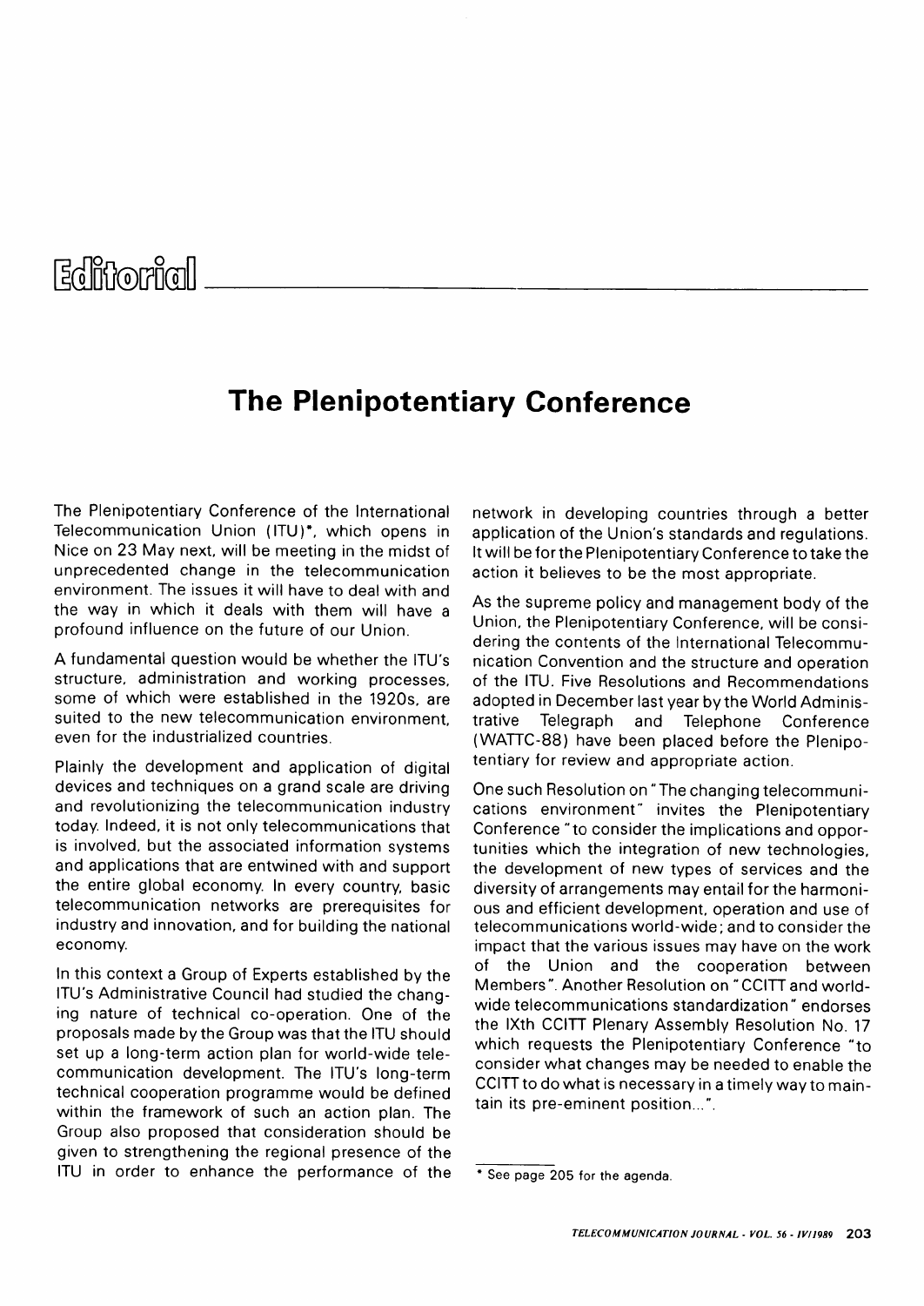# Editorial

## The Plenipotentiary Conference

The Plenipotentiary Conference of the International Telecommunication Union (ITU)*, which opens in Nice on 23 May next, will be meeting in the midst of unprecedented change in the telecommunication environment. The issues it will have to deal with and the way in which it deals with them will have a profound influence on the future of our Union.

A fundamental question would be whether the ITU's structure, administration and working processes, some of which were established in the 1920s, are suited to the new telecommunication environment, even for the industrialized countries.

Plainly the development and application of digital devices and techniques on a grand scale are driving and revolutionizing the telecommunication industry today. Indeed, it is not only telecommunications that is involved, but the associated information systems and applications that are entwined with and support the entire global economy. In every country, basic telecommunication networks are prerequisites for industry and innovation, and for building the national economy.

In this context a Group of Experts established by the ITU's Administrative Council had studied the changing nature of technical co-operation. One of the proposals made by the Group was that the ITU should set up a long-term action plan for world-wide telecommunication development. The ITU's long-term technical cooperation programme would be defined within the framework of such an action plan. The Group also proposed that consideration should be given to strengthening the regional presence of the ITU in order to enhance the performance of the network in developing countries through a better application of the Union's standards and regulations. It will be for the Plenipotentiary Conference to take the action it believes to be the most appropriate.

As the supreme policy and management body of the Union, the Plenipotentiary Conference, will be considering the contents of the International Telecommunication Convention and the structure and operation of the ITU. Five Resolutions and Recommendations adopted in December last year by the World Administrative Telegraph and Telephone Conference (WATTC-88) have been placed before the Plenipotentiary for review and appropriate action.

One such Resolution on "The changing telecommunications environment" invites the Plenipotentiary Conference "to consider the implications and opportunities which the integration of new technologies, the development of new types of services and the diversity of arrangements may entail for the harmonious and efficient development, operation and use of telecommunications world-wide; and to consider the impact that the various issues may have on the work of the Union and the cooperation between Members". Another Resolution on "CCITT and worldwide telecommunications standardization" endorses the IXth CCITT Plenary Assembly Resolution No. 17 which requests the Plenipotentiary Conference "to consider what changes may be needed to enable the CCITT to do what is necessary in a timely way to maintain its pre-eminent position...".

---

* See page 205 for the agenda.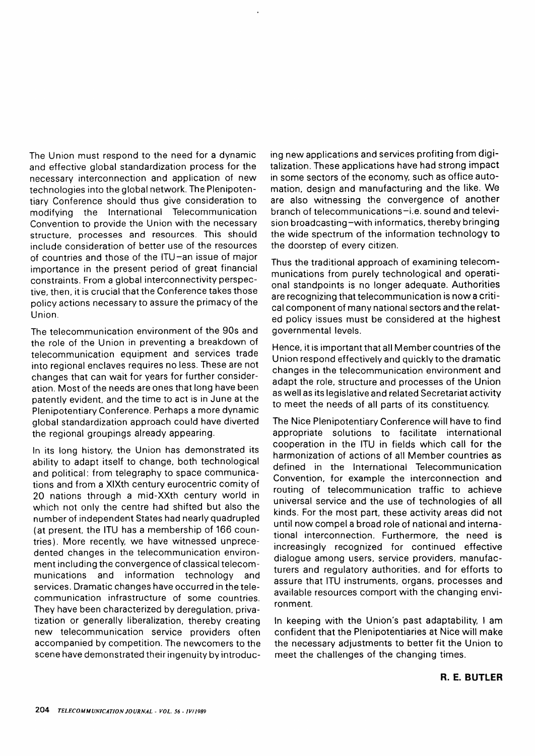The Union must respond to the need for a dynamic and effective global standardization process for the necessary interconnection and application of new technologies into the global network. The Plenipotentiary Conference should thus give consideration to modifying the International Telecommunication Convention to provide the Union with the necessary structure, processes and resources. This should include consideration of better use of the resources of countries and those of the ITU—an issue of major importance in the present period of great financial constraints. From a global interconnectivity perspective, then, it is crucial that the Conference takes those policy actions necessary to assure the primacy of the Union.

The telecommunication environment of the 90s and the role of the Union in preventing a breakdown of telecommunication equipment and services trade into regional enclaves requires no less. These are not changes that can wait for years for further consideration. Most of the needs are ones that long have been patently evident, and the time to act is in June at the Plenipotentiary Conference. Perhaps a more dynamic global standardization approach could have diverted the regional groupings already appearing.

In its long history, the Union has demonstrated its ability to adapt itself to change, both technological and political: from telegraphy to space communications and from a XIXth century eurocentric comity of 20 nations through a mid-XXth century world in which not only the centre had shifted but also the number of independent States had nearly quadrupled (at present, the ITU has a membership of 166 countries). More recently, we have witnessed unprecedented changes in the telecommunication environment including the convergence of classical telecommunications and information technology and services. Dramatic changes have occurred in the telecommunication infrastructure of some countries. They have been characterized by deregulation, privatization or generally liberalization, thereby creating new telecommunication service providers often accompanied by competition. The newcomers to the scene have demonstrated their ingenuity by introducing new applications and services profiting from digitalization. These applications have had strong impact in some sectors of the economy, such as office automation, design and manufacturing and the like. We are also witnessing the convergence of another branch of telecommunications—i.e. sound and television broadcasting—with informatics, thereby bringing the wide spectrum of the information technology to the doorstep of every citizen.

Thus the traditional approach of examining telecommunications from purely technological and operational standpoints is no longer adequate. Authorities are recognizing that telecommunication is now a critical component of many national sectors and the related policy issues must be considered at the highest governmental levels.

Hence, it is important that all Member countries of the Union respond effectively and quickly to the dramatic changes in the telecommunication environment and adapt the role, structure and processes of the Union as well as its legislative and related Secretariat activity to meet the needs of all parts of its constituency.

The Nice Plenipotentiary Conference will have to find appropriate solutions to facilitate international cooperation in the ITU in fields which call for the harmonization of actions of all Member countries as defined in the International Telecommunication Convention, for example the interconnection and routing of telecommunication traffic to achieve universal service and the use of technologies of all kinds. For the most part, these activity areas did not until now compel a broad role of national and international interconnection. Furthermore, the need is increasingly recognized for continued effective dialogue among users, service providers, manufacturers and regulatory authorities, and for efforts to assure that ITU instruments, organs, processes and available resources comport with the changing environment.

In keeping with the Union's past adaptability, I am confident that the Plenipotentiaries at Nice will make the necessary adjustments to better fit the Union to meet the challenges of the changing times.

**R. E. BUTLER**